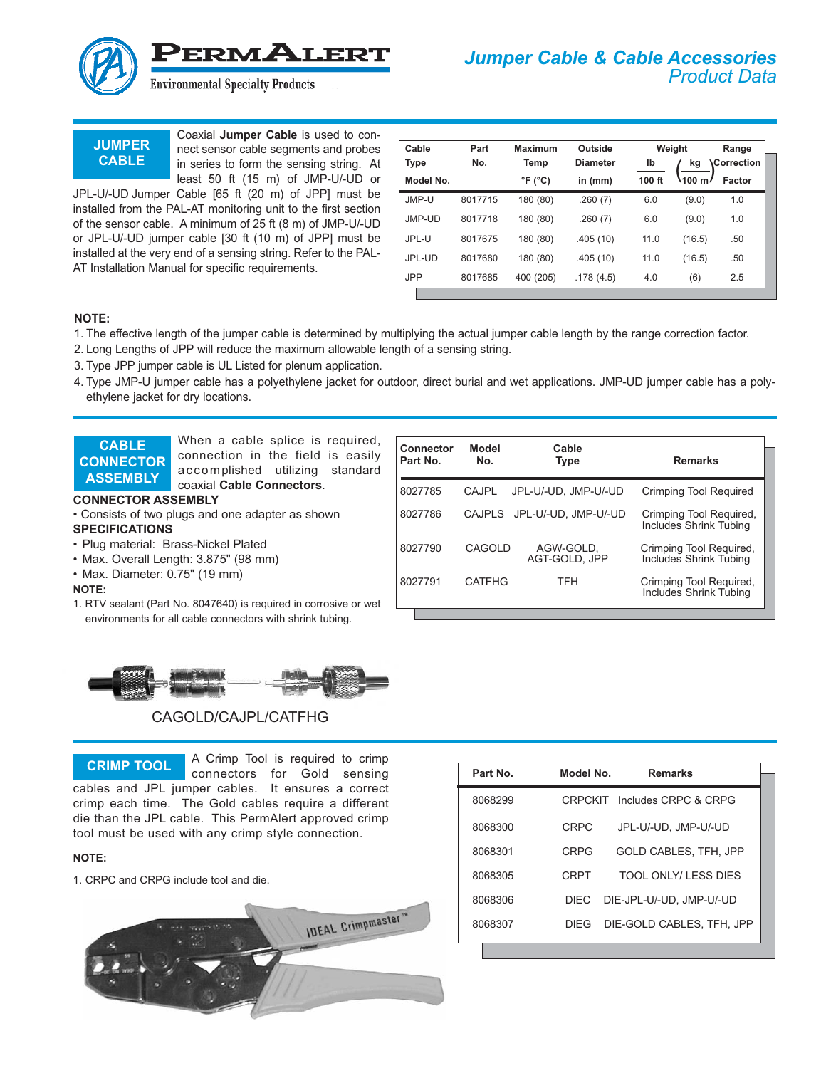# Jumper Cable & Cable Accessories
## Product Data

## JUMPER CABLE

Coaxial **Jumper Cable** is used to connect sensor cable segments and probes in series to form the sensing string. At least 50 ft (15 m) of JMP-U/-UD or JPL-U/-UD Jumper Cable [65 ft (20 m) of JPP] must be installed from the PAL-AT monitoring unit to the first section of the sensor cable. A minimum of 25 ft (8 m) of JMP-U/-UD or JPL-U/-UD jumper cable [30 ft (10 m) of JPP] must be installed at the very end of a sensing string. Refer to the PAL-AT Installation Manual for specific requirements.

| Cable Type Model No. | Part No. | Maximum Temp °F (°C) | Outside Diameter in (mm) | Weight lb/100 ft | (kg/100 m) | Range Correction Factor |
|---|---|---|---|---|---|---|
| JMP-U | 8017715 | 180 (80) | .260 (7) | 6.0 | (9.0) | 1.0 |
| JMP-UD | 8017718 | 180 (80) | .260 (7) | 6.0 | (9.0) | 1.0 |
| JPL-U | 8017675 | 180 (80) | .405 (10) | 11.0 | (16.5) | .50 |
| JPL-UD | 8017680 | 180 (80) | .405 (10) | 11.0 | (16.5) | .50 |
| JPP | 8017685 | 400 (205) | .178 (4.5) | 4.0 | (6) | 2.5 |

**NOTE:**

1. The effective length of the jumper cable is determined by multiplying the actual jumper cable length by the range correction factor.
2. Long Lengths of JPP will reduce the maximum allowable length of a sensing string.
3. Type JPP jumper cable is UL Listed for plenum application.
4. Type JMP-U jumper cable has a polyethylene jacket for outdoor, direct burial and wet applications. JMP-UD jumper cable has a polyethylene jacket for dry locations.

## CABLE CONNECTOR ASSEMBLY

When a cable splice is required, connection in the field is easily accomplished utilizing standard coaxial **Cable Connectors**.

**CONNECTOR ASSEMBLY**

- Consists of two plugs and one adapter as shown

**SPECIFICATIONS**

- Plug material: Brass-Nickel Plated
- Max. Overall Length: 3.875" (98 mm)
- Max. Diameter: 0.75" (19 mm)

**NOTE:**

1. RTV sealant (Part No. 8047640) is required in corrosive or wet environments for all cable connectors with shrink tubing.

| Connector Part No. | Model No. | Cable Type | Remarks |
|---|---|---|---|
| 8027785 | CAJPL | JPL-U/-UD, JMP-U/-UD | Crimping Tool Required |
| 8027786 | CAJPLS | JPL-U/-UD, JMP-U/-UD | Crimping Tool Required, Includes Shrink Tubing |
| 8027790 | CAGOLD | AGW-GOLD, AGT-GOLD, JPP | Crimping Tool Required, Includes Shrink Tubing |
| 8027791 | CATFHG | TFH | Crimping Tool Required, Includes Shrink Tubing |

CAGOLD/CAJPL/CATFHG

## CRIMP TOOL

A Crimp Tool is required to crimp connectors for Gold sensing cables and JPL jumper cables. It ensures a correct crimp each time. The Gold cables require a different die than the JPL cable. This PermAlert approved crimp tool must be used with any crimp style connection.

**NOTE:**

1. CRPC and CRPG include tool and die.

| Part No. | Model No. | Remarks |
|---|---|---|
| 8068299 | CRPCKIT | Includes CRPC & CRPG |
| 8068300 | CRPC | JPL-U/-UD, JMP-U/-UD |
| 8068301 | CRPG | GOLD CABLES, TFH, JPP |
| 8068305 | CRPT | TOOL ONLY/ LESS DIES |
| 8068306 | DIEC | DIE-JPL-U/-UD, JMP-U/-UD |
| 8068307 | DIEG | DIE-GOLD CABLES, TFH, JPP |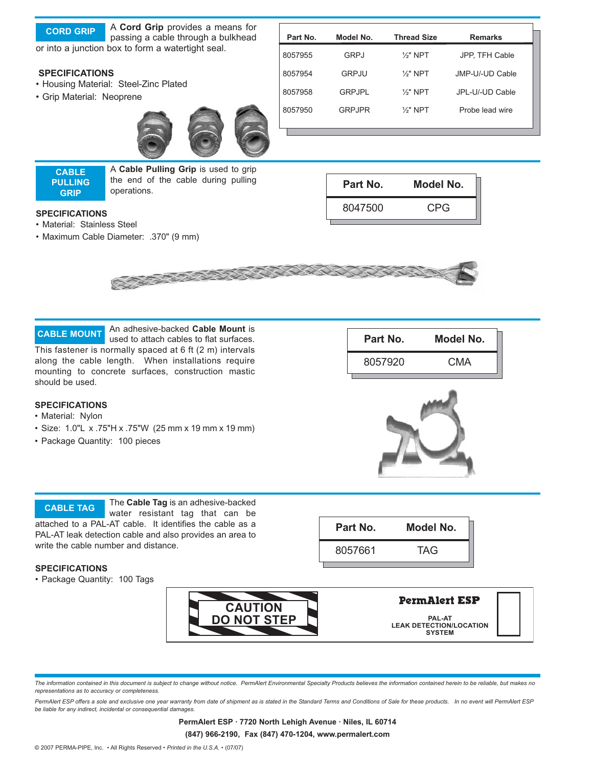## CORD GRIP

A **Cord Grip** provides a means for passing a cable through a bulkhead or into a junction box to form a watertight seal.

### SPECIFICATIONS

- Housing Material: Steel-Zinc Plated
- Grip Material: Neoprene

| Part No. | Model No. | Thread Size | Remarks |
|---|---|---|---|
| 8057955 | GRPJ | ½" NPT | JPP, TFH Cable |
| 8057954 | GRPJU | ½" NPT | JMP-U/-UD Cable |
| 8057958 | GRPJPL | ½" NPT | JPL-U/-UD Cable |
| 8057950 | GRPJPR | ½" NPT | Probe lead wire |

## CABLE PULLING GRIP

A **Cable Pulling Grip** is used to grip the end of the cable during pulling operations.

### SPECIFICATIONS

- Material: Stainless Steel
- Maximum Cable Diameter: .370" (9 mm)

| Part No. | Model No. |
|---|---|
| 8047500 | CPG |

## CABLE MOUNT

An adhesive-backed **Cable Mount** is used to attach cables to flat surfaces. This fastener is normally spaced at 6 ft (2 m) intervals along the cable length. When installations require mounting to concrete surfaces, construction mastic should be used.

### SPECIFICATIONS

- Material: Nylon
- Size: 1.0"L x .75"H x .75"W (25 mm x 19 mm x 19 mm)
- Package Quantity: 100 pieces

| Part No. | Model No. |
|---|---|
| 8057920 | CMA |

## CABLE TAG

The **Cable Tag** is an adhesive-backed water resistant tag that can be attached to a PAL-AT cable. It identifies the cable as a PAL-AT leak detection cable and also provides an area to write the cable number and distance.

### SPECIFICATIONS

- Package Quantity: 100 Tags

| Part No. | Model No. |
|---|---|
| 8057661 | TAG |

CAUTION
DO NOT STEP

**PermAlert ESP**

PAL-AT
LEAK DETECTION/LOCATION
SYSTEM

*The information contained in this document is subject to change without notice. PermAlert Environmental Specialty Products believes the information contained herein to be reliable, but makes no representations as to accuracy or completeness.*

*PermAlert ESP offers a sole and exclusive one year warranty from date of shipment as is stated in the Standard Terms and Conditions of Sale for these products. In no event will PermAlert ESP be liable for any indirect, incidental or consequential damages.*

**PermAlert ESP · 7720 North Lehigh Avenue · Niles, IL 60714**

**(847) 966-2190, Fax (847) 470-1204, www.permalert.com**

© 2007 PERMA-PIPE, Inc. • All Rights Reserved • *Printed in the U.S.A.* • (07/07)